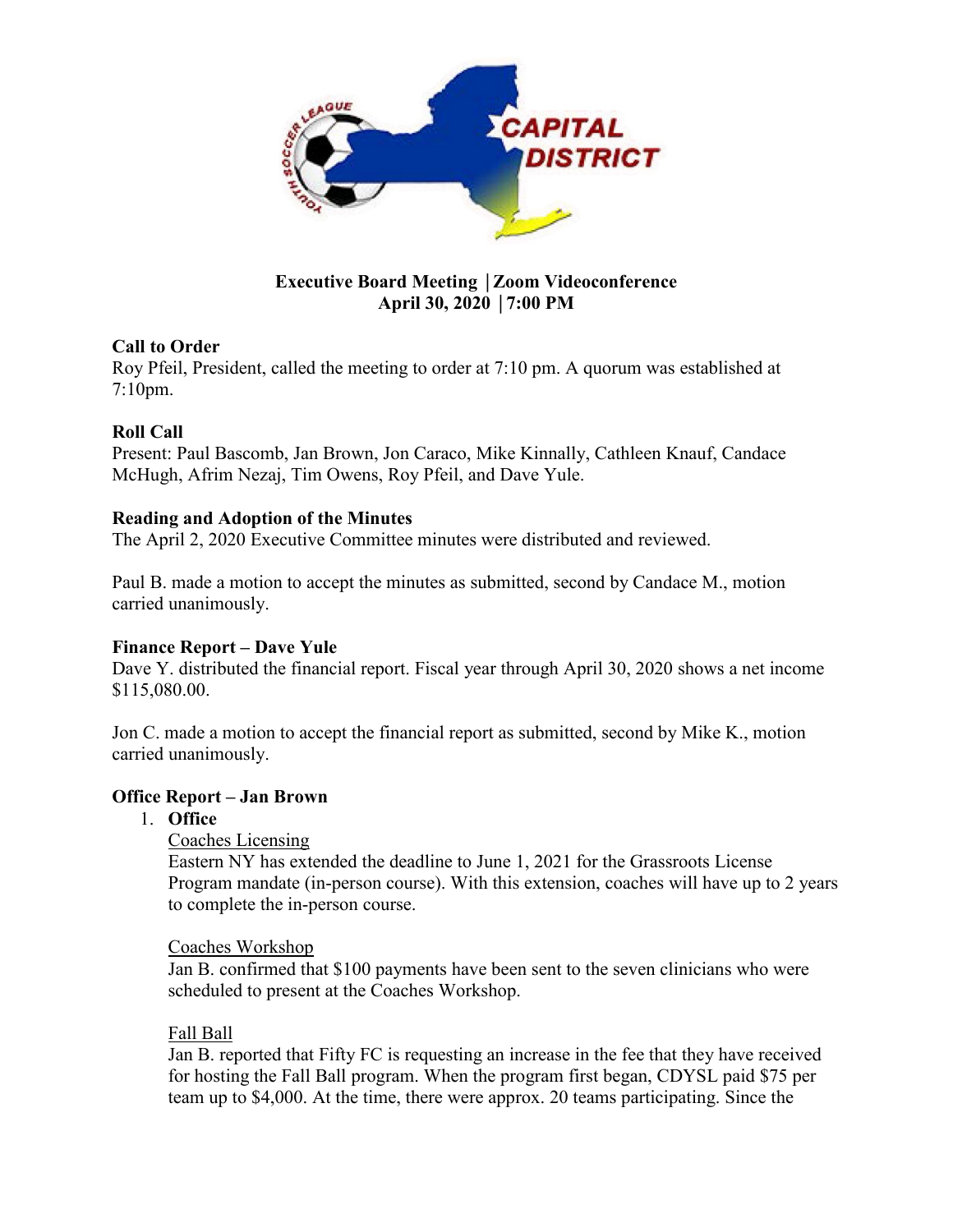**Executive Board Meeting | Zoom Videoconference**
**April 30, 2020 | 7:00 PM**

**Call to Order**

Roy Pfeil, President, called the meeting to order at 7:10 pm. A quorum was established at 7:10pm.

**Roll Call**

Present: Paul Bascomb, Jan Brown, Jon Caraco, Mike Kinnally, Cathleen Knauf, Candace McHugh, Afrim Nezaj, Tim Owens, Roy Pfeil, and Dave Yule.

**Reading and Adoption of the Minutes**

The April 2, 2020 Executive Committee minutes were distributed and reviewed.

Paul B. made a motion to accept the minutes as submitted, second by Candace M., motion carried unanimously.

**Finance Report – Dave Yule**

Dave Y. distributed the financial report. Fiscal year through April 30, 2020 shows a net income $115,080.00.

Jon C. made a motion to accept the financial report as submitted, second by Mike K., motion carried unanimously.

**Office Report – Jan Brown**

1. **Office**

   Coaches Licensing

   Eastern NY has extended the deadline to June 1, 2021 for the Grassroots License Program mandate (in-person course). With this extension, coaches will have up to 2 years to complete the in-person course.

   Coaches Workshop

   Jan B. confirmed that $100 payments have been sent to the seven clinicians who were scheduled to present at the Coaches Workshop.

   Fall Ball

   Jan B. reported that Fifty FC is requesting an increase in the fee that they have received for hosting the Fall Ball program. When the program first began, CDYSL paid $75 per team up to $4,000. At the time, there were approx. 20 teams participating. Since the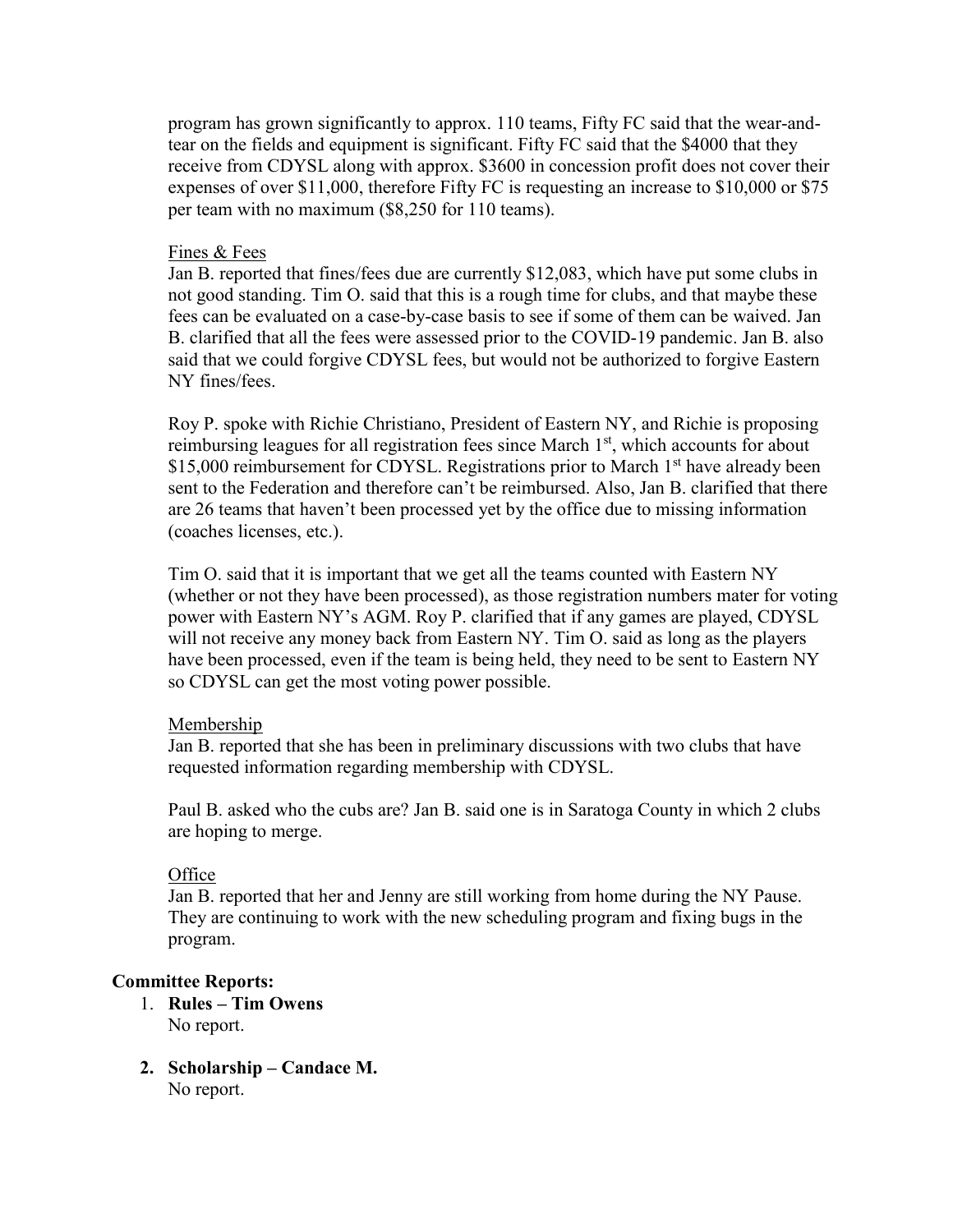program has grown significantly to approx. 110 teams, Fifty FC said that the wear-and-tear on the fields and equipment is significant. Fifty FC said that the $4000 that they receive from CDYSL along with approx. $3600 in concession profit does not cover their expenses of over $11,000, therefore Fifty FC is requesting an increase to $10,000 or $75 per team with no maximum ($8,250 for 110 teams).

<u>Fines & Fees</u>

Jan B. reported that fines/fees due are currently $12,083, which have put some clubs in not good standing. Tim O. said that this is a rough time for clubs, and that maybe these fees can be evaluated on a case-by-case basis to see if some of them can be waived. Jan B. clarified that all the fees were assessed prior to the COVID-19 pandemic. Jan B. also said that we could forgive CDYSL fees, but would not be authorized to forgive Eastern NY fines/fees.

Roy P. spoke with Richie Christiano, President of Eastern NY, and Richie is proposing reimbursing leagues for all registration fees since March 1st, which accounts for about $15,000 reimbursement for CDYSL. Registrations prior to March 1st have already been sent to the Federation and therefore can't be reimbursed. Also, Jan B. clarified that there are 26 teams that haven't been processed yet by the office due to missing information (coaches licenses, etc.).

Tim O. said that it is important that we get all the teams counted with Eastern NY (whether or not they have been processed), as those registration numbers mater for voting power with Eastern NY's AGM. Roy P. clarified that if any games are played, CDYSL will not receive any money back from Eastern NY. Tim O. said as long as the players have been processed, even if the team is being held, they need to be sent to Eastern NY so CDYSL can get the most voting power possible.

<u>Membership</u>

Jan B. reported that she has been in preliminary discussions with two clubs that have requested information regarding membership with CDYSL.

Paul B. asked who the cubs are? Jan B. said one is in Saratoga County in which 2 clubs are hoping to merge.

<u>Office</u>

Jan B. reported that her and Jenny are still working from home during the NY Pause. They are continuing to work with the new scheduling program and fixing bugs in the program.

**Committee Reports:**

1. **Rules – Tim Owens**
   No report.

2. **Scholarship – Candace M.**
   No report.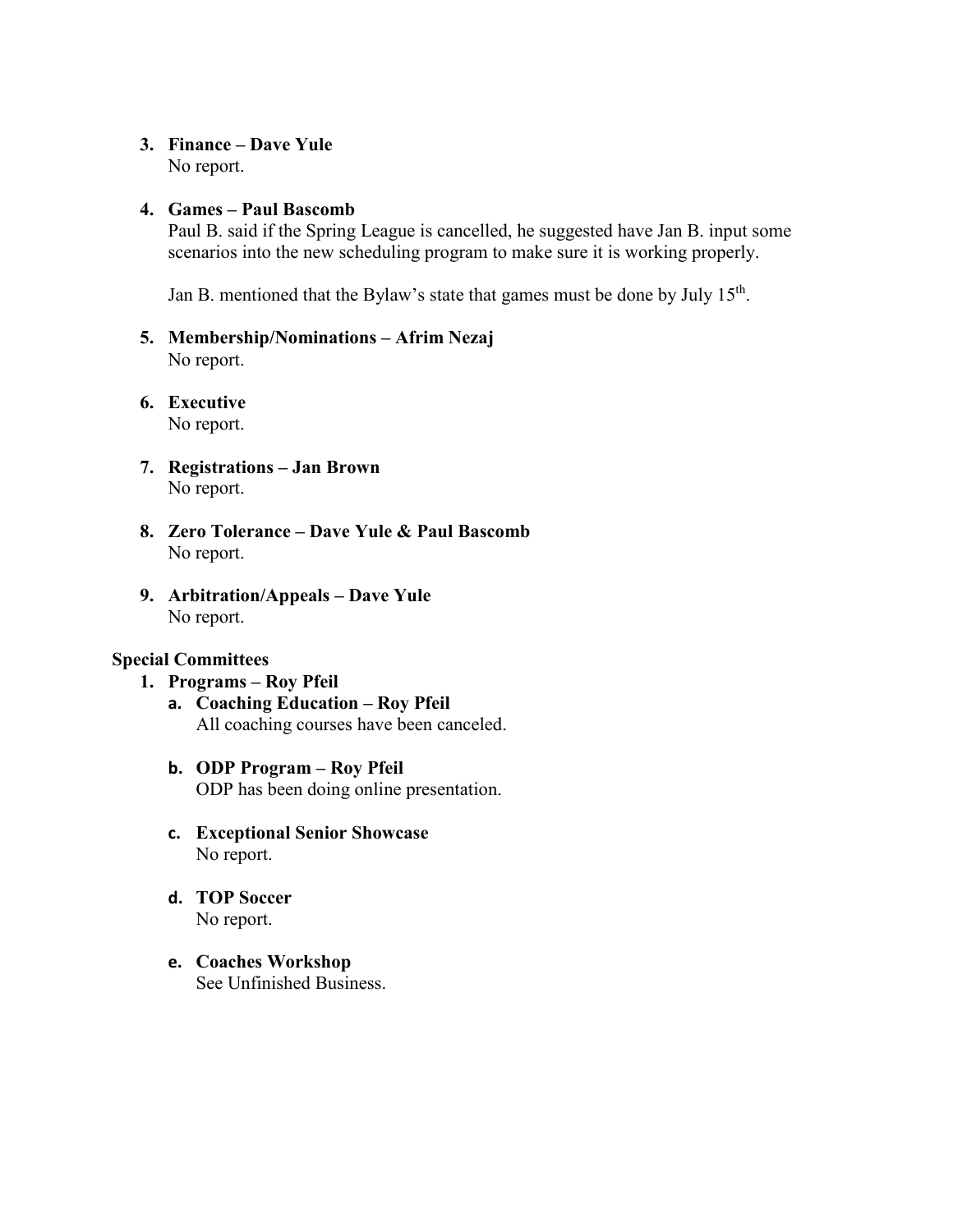3. **Finance – Dave Yule**
   No report.

4. **Games – Paul Bascomb**
   Paul B. said if the Spring League is cancelled, he suggested have Jan B. input some scenarios into the new scheduling program to make sure it is working properly.

   Jan B. mentioned that the Bylaw's state that games must be done by July 15th.

5. **Membership/Nominations – Afrim Nezaj**
   No report.

6. **Executive**
   No report.

7. **Registrations – Jan Brown**
   No report.

8. **Zero Tolerance – Dave Yule & Paul Bascomb**
   No report.

9. **Arbitration/Appeals – Dave Yule**
   No report.

**Special Committees**

1. **Programs – Roy Pfeil**
   a. **Coaching Education – Roy Pfeil**
      All coaching courses have been canceled.

   b. **ODP Program – Roy Pfeil**
      ODP has been doing online presentation.

   c. **Exceptional Senior Showcase**
      No report.

   d. **TOP Soccer**
      No report.

   e. **Coaches Workshop**
      See Unfinished Business.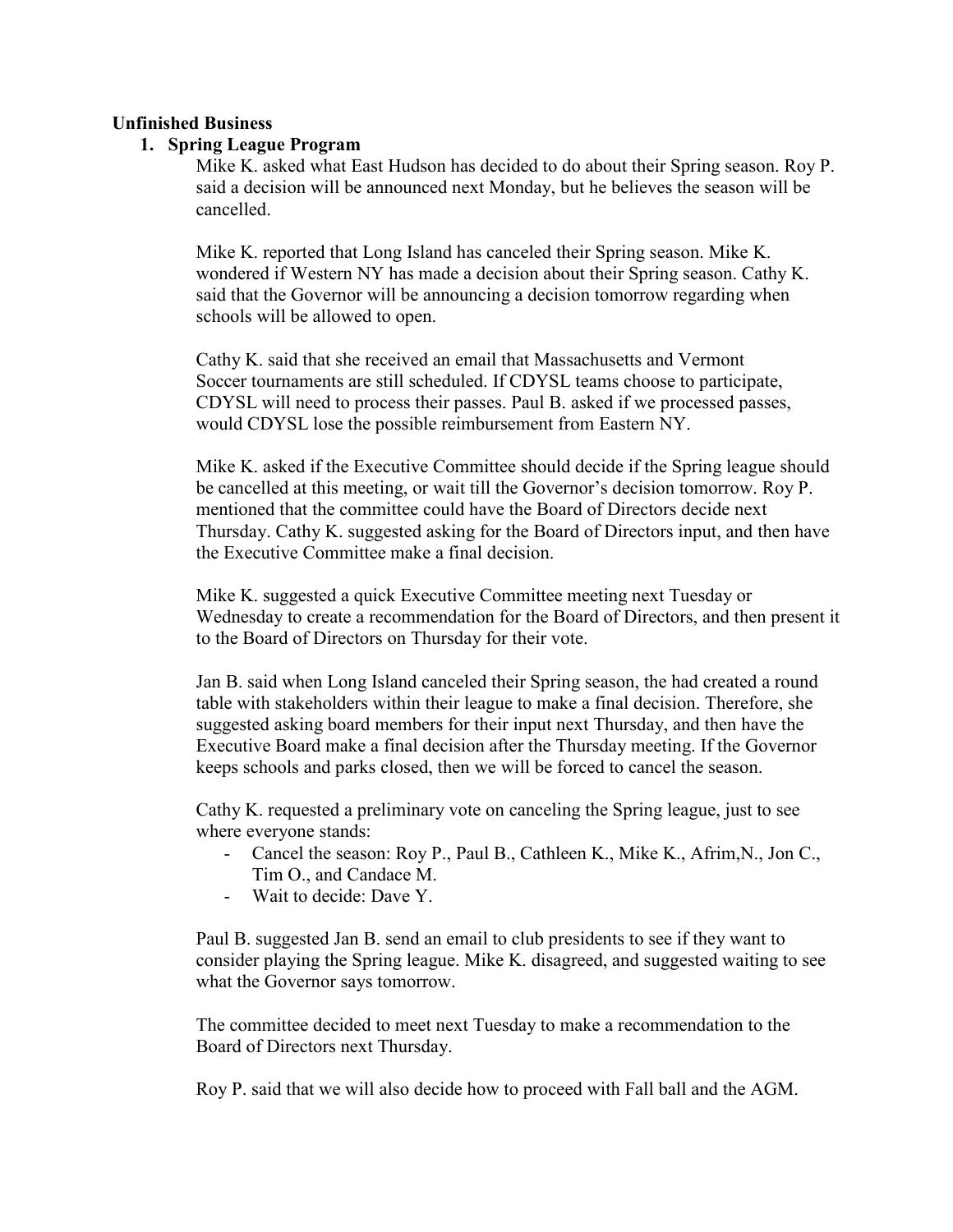**Unfinished Business**

1. **Spring League Program**

   Mike K. asked what East Hudson has decided to do about their Spring season. Roy P. said a decision will be announced next Monday, but he believes the season will be cancelled.

   Mike K. reported that Long Island has canceled their Spring season. Mike K. wondered if Western NY has made a decision about their Spring season. Cathy K. said that the Governor will be announcing a decision tomorrow regarding when schools will be allowed to open.

   Cathy K. said that she received an email that Massachusetts and Vermont Soccer tournaments are still scheduled. If CDYSL teams choose to participate, CDYSL will need to process their passes. Paul B. asked if we processed passes, would CDYSL lose the possible reimbursement from Eastern NY.

   Mike K. asked if the Executive Committee should decide if the Spring league should be cancelled at this meeting, or wait till the Governor's decision tomorrow. Roy P. mentioned that the committee could have the Board of Directors decide next Thursday. Cathy K. suggested asking for the Board of Directors input, and then have the Executive Committee make a final decision.

   Mike K. suggested a quick Executive Committee meeting next Tuesday or Wednesday to create a recommendation for the Board of Directors, and then present it to the Board of Directors on Thursday for their vote.

   Jan B. said when Long Island canceled their Spring season, the had created a round table with stakeholders within their league to make a final decision. Therefore, she suggested asking board members for their input next Thursday, and then have the Executive Board make a final decision after the Thursday meeting. If the Governor keeps schools and parks closed, then we will be forced to cancel the season.

   Cathy K. requested a preliminary vote on canceling the Spring league, just to see where everyone stands:

   - Cancel the season: Roy P., Paul B., Cathleen K., Mike K., Afrim,N., Jon C., Tim O., and Candace M.
   - Wait to decide: Dave Y.

   Paul B. suggested Jan B. send an email to club presidents to see if they want to consider playing the Spring league. Mike K. disagreed, and suggested waiting to see what the Governor says tomorrow.

   The committee decided to meet next Tuesday to make a recommendation to the Board of Directors next Thursday.

   Roy P. said that we will also decide how to proceed with Fall ball and the AGM.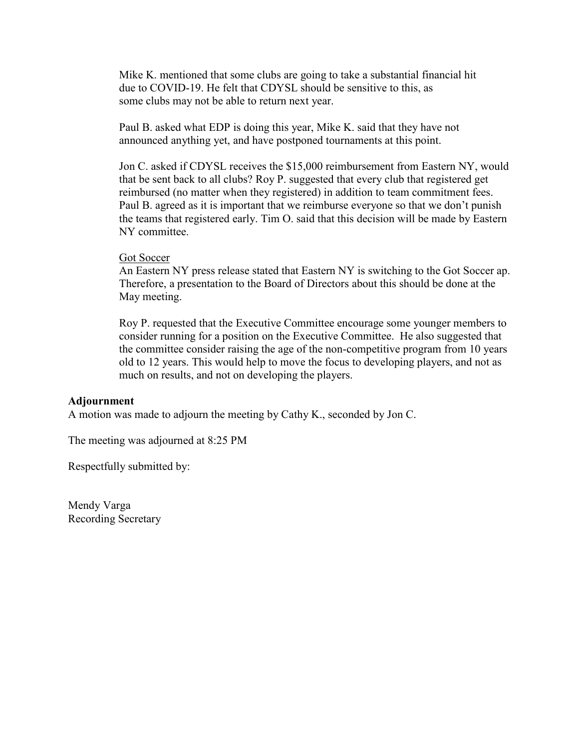Mike K. mentioned that some clubs are going to take a substantial financial hit due to COVID-19. He felt that CDYSL should be sensitive to this, as some clubs may not be able to return next year.

Paul B. asked what EDP is doing this year, Mike K. said that they have not announced anything yet, and have postponed tournaments at this point.

Jon C. asked if CDYSL receives the $15,000 reimbursement from Eastern NY, would that be sent back to all clubs? Roy P. suggested that every club that registered get reimbursed (no matter when they registered) in addition to team commitment fees. Paul B. agreed as it is important that we reimburse everyone so that we don't punish the teams that registered early. Tim O. said that this decision will be made by Eastern NY committee.

Got Soccer

An Eastern NY press release stated that Eastern NY is switching to the Got Soccer ap. Therefore, a presentation to the Board of Directors about this should be done at the May meeting.

Roy P. requested that the Executive Committee encourage some younger members to consider running for a position on the Executive Committee. He also suggested that the committee consider raising the age of the non-competitive program from 10 years old to 12 years. This would help to move the focus to developing players, and not as much on results, and not on developing the players.

**Adjournment**

A motion was made to adjourn the meeting by Cathy K., seconded by Jon C.

The meeting was adjourned at 8:25 PM

Respectfully submitted by:

Mendy Varga
Recording Secretary